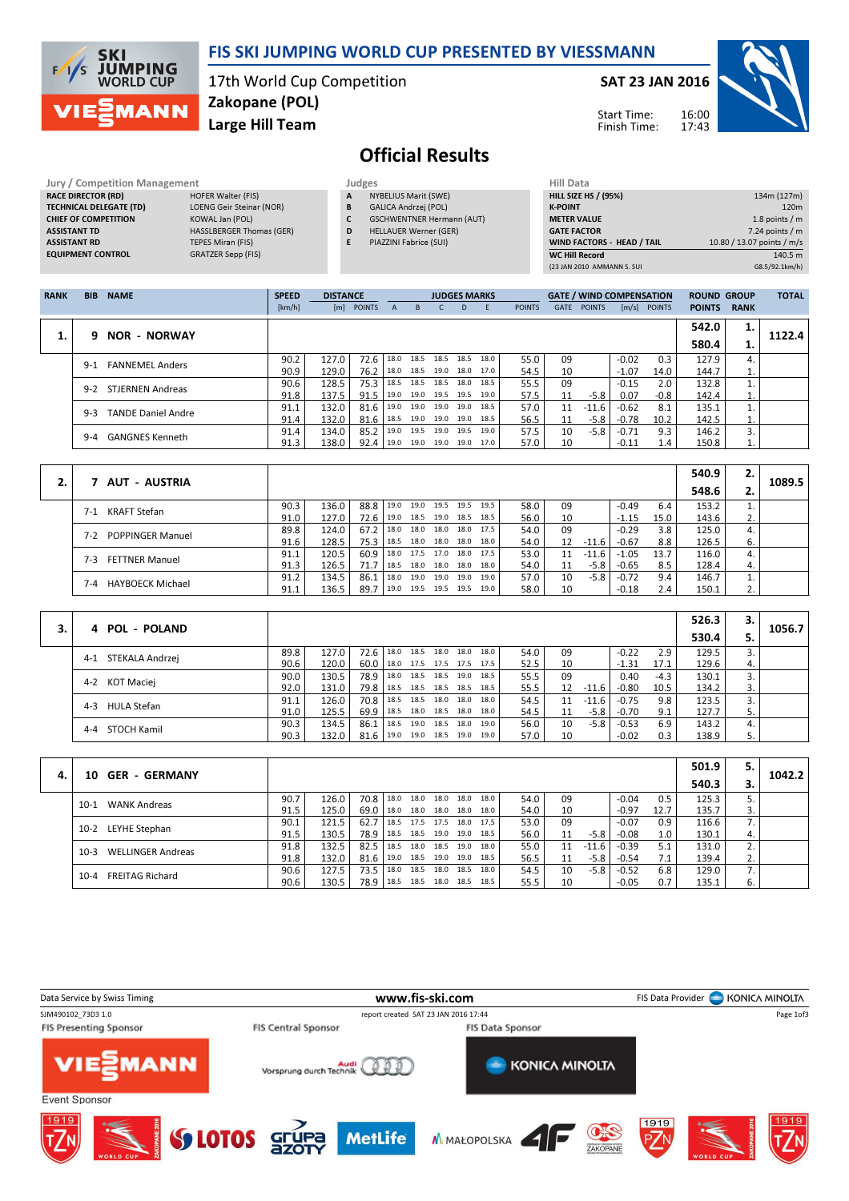# FIS SKI JUMPING WORLD CUP PRESENTED BY VIESSMANN

17th World Cup Competition
**Zakopane (POL)**
**Large Hill Team**

**SAT 23 JAN 2016**

Start Time: 16:00
Finish Time: 17:43

## Official Results

| Jury / Competition Management | |
|---|---|
| **RACE DIRECTOR (RD)** | HOFER Walter (FIS) |
| **TECHNICAL DELEGATE (TD)** | LOENG Geir Steinar (NOR) |
| **CHIEF OF COMPETITION** | KOWAL Jan (POL) |
| **ASSISTANT TD** | HASSLBERGER Thomas (GER) |
| **ASSISTANT RD** | TEPES Miran (FIS) |
| **EQUIPMENT CONTROL** | GRATZER Sepp (FIS) |

| Judges | |
|---|---|
| **A** | NYBELIUS Marit (SWE) |
| **B** | GALICA Andrzej (POL) |
| **C** | GSCHWENTNER Hermann (AUT) |
| **D** | HELLAUER Werner (GER) |
| **E** | PIAZZINI Fabrice (SUI) |

| Hill Data | |
|---|---|
| **HILL SIZE HS / (95%)** | 134m (127m) |
| **K-POINT** | 120m |
| **METER VALUE** | 1.8 points / m |
| **GATE FACTOR** | 7.24 points / m |
| **WIND FACTORS - HEAD / TAIL** | 10.80 / 13.07 points / m/s |
| **WC Hill Record** | 140.5 m |
| (23 JAN 2010 AMMANN S. SUI | G8.5/92.1km/h) |

| RANK | BIB | NAME | SPEED [km/h] | DISTANCE [m] | DISTANCE POINTS | A | B | C | D | E | JUDGES POINTS | GATE | GATE POINTS | WIND [m/s] | WIND POINTS | ROUND POINTS | GROUP RANK | TOTAL |
|---|---|---|---|---|---|---|---|---|---|---|---|---|---|---|---|---|---|---|
| **1.** | **9** | **NOR - NORWAY** | | | | | | | | | | | | | | **542.0** | **1.** | **1122.4** |
| | | | | | | | | | | | | | | | | **580.4** | **1.** | |
| | 9-1 | FANNEMEL Anders | 90.2 | 127.0 | 72.6 | 18.0 | 18.5 | 18.5 | 18.5 | 18.0 | 55.0 | 09 | | -0.02 | 0.3 | 127.9 | 4. | |
| | | | 90.9 | 129.0 | 76.2 | 18.0 | 18.5 | 19.0 | 18.0 | 17.0 | 54.5 | 10 | | -1.07 | 14.0 | 144.7 | 1. | |
| | 9-2 | STJERNEN Andreas | 90.6 | 128.5 | 75.3 | 18.5 | 18.5 | 18.5 | 18.0 | 18.5 | 55.5 | 09 | | -0.15 | 2.0 | 132.8 | 1. | |
| | | | 91.8 | 137.5 | 91.5 | 19.0 | 19.0 | 19.5 | 19.5 | 19.0 | 57.5 | 11 | -5.8 | 0.07 | -0.8 | 142.4 | 1. | |
| | 9-3 | TANDE Daniel Andre | 91.1 | 132.0 | 81.6 | 19.0 | 19.0 | 19.0 | 19.0 | 18.5 | 57.0 | 11 | -11.6 | -0.62 | 8.1 | 135.1 | 1. | |
| | | | 91.4 | 132.0 | 81.6 | 18.5 | 19.0 | 19.0 | 19.0 | 18.5 | 56.5 | 11 | -5.8 | -0.78 | 10.2 | 142.5 | 1. | |
| | 9-4 | GANGNES Kenneth | 91.4 | 134.0 | 85.2 | 19.0 | 19.5 | 19.0 | 19.5 | 19.0 | 57.5 | 10 | -5.8 | -0.71 | 9.3 | 146.2 | 3. | |
| | | | 91.3 | 138.0 | 92.4 | 19.0 | 19.0 | 19.0 | 19.0 | 17.0 | 57.0 | 10 | | -0.11 | 1.4 | 150.8 | 1. | |
| **2.** | **7** | **AUT - AUSTRIA** | | | | | | | | | | | | | | **540.9** | **2.** | **1089.5** |
| | | | | | | | | | | | | | | | | **548.6** | **2.** | |
| | 7-1 | KRAFT Stefan | 90.3 | 136.0 | 88.8 | 19.0 | 19.0 | 19.5 | 19.5 | 19.5 | 58.0 | 09 | | -0.49 | 6.4 | 153.2 | 1. | |
| | | | 91.0 | 127.0 | 72.6 | 19.0 | 18.5 | 19.0 | 18.5 | 18.5 | 56.0 | 10 | | -1.15 | 15.0 | 143.6 | 2. | |
| | 7-2 | POPPINGER Manuel | 89.8 | 124.0 | 67.2 | 18.0 | 18.0 | 18.0 | 18.0 | 17.5 | 54.0 | 09 | | -0.29 | 3.8 | 125.0 | 4. | |
| | | | 91.6 | 128.5 | 75.3 | 18.5 | 18.0 | 18.0 | 18.0 | 18.0 | 54.0 | 12 | -11.6 | -0.67 | 8.8 | 126.5 | 6. | |
| | 7-3 | FETTNER Manuel | 91.1 | 120.5 | 60.9 | 18.0 | 17.5 | 17.0 | 18.0 | 17.5 | 53.0 | 11 | -11.6 | -1.05 | 13.7 | 116.0 | 4. | |
| | | | 91.3 | 126.5 | 71.7 | 18.5 | 18.0 | 18.0 | 18.0 | 18.0 | 54.0 | 11 | -5.8 | -0.65 | 8.5 | 128.4 | 4. | |
| | 7-4 | HAYBOECK Michael | 91.2 | 134.5 | 86.1 | 18.0 | 19.0 | 19.0 | 19.0 | 19.0 | 57.0 | 10 | -5.8 | -0.72 | 9.4 | 146.7 | 1. | |
| | | | 91.1 | 136.5 | 89.7 | 19.0 | 19.5 | 19.5 | 19.5 | 19.0 | 58.0 | 10 | | -0.18 | 2.4 | 150.1 | 2. | |
| **3.** | **4** | **POL - POLAND** | | | | | | | | | | | | | | **526.3** | **3.** | **1056.7** |
| | | | | | | | | | | | | | | | | **530.4** | **5.** | |
| | 4-1 | STEKALA Andrzej | 89.8 | 127.0 | 72.6 | 18.0 | 18.5 | 18.0 | 18.0 | 18.0 | 54.0 | 09 | | -0.22 | 2.9 | 129.5 | 3. | |
| | | | 90.6 | 120.0 | 60.0 | 18.0 | 17.5 | 17.5 | 17.5 | 17.5 | 52.5 | 10 | | -1.31 | 17.1 | 129.6 | 4. | |
| | 4-2 | KOT Maciej | 90.0 | 130.5 | 78.9 | 18.0 | 18.5 | 18.5 | 19.0 | 18.5 | 55.5 | 09 | | 0.40 | -4.3 | 130.1 | 3. | |
| | | | 92.0 | 131.0 | 79.8 | 18.5 | 18.5 | 18.5 | 18.5 | 18.5 | 55.5 | 12 | -11.6 | -0.80 | 10.5 | 134.2 | 3. | |
| | 4-3 | HULA Stefan | 91.1 | 126.0 | 70.8 | 18.5 | 18.5 | 18.0 | 18.0 | 18.0 | 54.5 | 11 | -11.6 | -0.75 | 9.8 | 123.5 | 3. | |
| | | | 91.0 | 125.5 | 69.9 | 18.5 | 18.0 | 18.5 | 18.0 | 18.0 | 54.5 | 11 | -5.8 | -0.70 | 9.1 | 127.7 | 5. | |
| | 4-4 | STOCH Kamil | 90.3 | 134.5 | 86.1 | 18.5 | 19.0 | 18.5 | 18.0 | 19.0 | 56.0 | 10 | -5.8 | -0.53 | 6.9 | 143.2 | 4. | |
| | | | 90.3 | 132.0 | 81.6 | 19.0 | 19.0 | 18.5 | 19.0 | 19.0 | 57.0 | 10 | | -0.02 | 0.3 | 138.9 | 5. | |
| **4.** | **10** | **GER - GERMANY** | | | | | | | | | | | | | | **501.9** | **5.** | **1042.2** |
| | | | | | | | | | | | | | | | | **540.3** | **3.** | |
| | 10-1 | WANK Andreas | 90.7 | 126.0 | 70.8 | 18.0 | 18.0 | 18.0 | 18.0 | 18.0 | 54.0 | 09 | | -0.04 | 0.5 | 125.3 | 5. | |
| | | | 91.5 | 125.0 | 69.0 | 18.0 | 18.0 | 18.0 | 18.0 | 18.0 | 54.0 | 10 | | -0.97 | 12.7 | 135.7 | 3. | |
| | 10-2 | LEYHE Stephan | 90.1 | 121.5 | 62.7 | 18.5 | 17.5 | 17.5 | 18.0 | 17.5 | 53.0 | 09 | | -0.07 | 0.9 | 116.6 | 7. | |
| | | | 91.5 | 130.5 | 78.9 | 18.5 | 18.5 | 19.0 | 19.0 | 18.5 | 56.0 | 11 | -5.8 | -0.08 | 1.0 | 130.1 | 4. | |
| | 10-3 | WELLINGER Andreas | 91.8 | 132.5 | 82.5 | 18.5 | 18.0 | 18.5 | 19.0 | 18.0 | 55.0 | 11 | -11.6 | -0.39 | 5.1 | 131.0 | 2. | |
| | | | 91.8 | 132.0 | 81.6 | 19.0 | 18.5 | 19.0 | 19.0 | 18.5 | 56.5 | 11 | -5.8 | -0.54 | 7.1 | 139.4 | 2. | |
| | 10-4 | FREITAG Richard | 90.6 | 127.5 | 73.5 | 18.0 | 18.5 | 18.0 | 18.5 | 18.0 | 54.5 | 10 | -5.8 | -0.52 | 6.8 | 129.0 | 7. | |
| | | | 90.6 | 130.5 | 78.9 | 18.5 | 18.5 | 18.0 | 18.5 | 18.5 | 55.5 | 10 | | -0.05 | 0.7 | 135.1 | 6. | |

Data Service by Swiss Timing | www.fis-ski.com | FIS Data Provider KONICA MINOLTA

SJM490102_73D3 1.0 | report created SAT 23 JAN 2016 17:44

FIS Presenting Sponsor: VIESSMANN | FIS Central Sponsor: Audi | FIS Data Sponsor: KONICA MINOLTA

Event Sponsor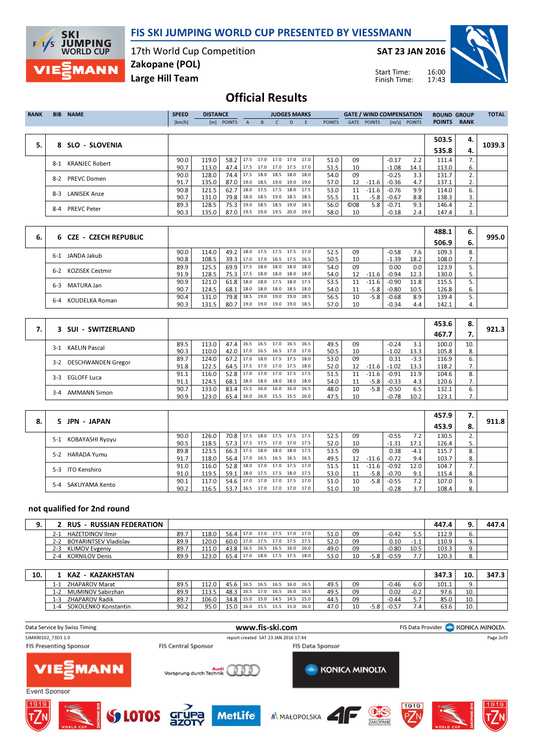# FIS SKI JUMPING WORLD CUP PRESENTED BY VIESSMANN

17th World Cup Competition
Zakopane (POL)
Large Hill Team

SAT 23 JAN 2016

Start Time: 16:00
Finish Time: 17:43

## Official Results

| RANK | BIB | NAME | SPEED [km/h] | DISTANCE [m] | DISTANCE POINTS | A | B | C | D | E | JUDGES POINTS | GATE | GATE POINTS | WIND [m/s] | WIND POINTS | ROUND POINTS | GROUP RANK | TOTAL |
|---|---|---|---|---|---|---|---|---|---|---|---|---|---|---|---|---|---|---|
| 5. | 8 | SLO - SLOVENIA | | | | | | | | | | | | | | 503.5 | 4. | 1039.3 |
| | | | | | | | | | | | | | | | | 535.8 | 4. | |
| | 8-1 | KRANJEC Robert | 90.0 | 119.0 | 58.2 | 17.5 | 17.0 | 17.0 | 17.0 | 17.0 | 51.0 | 09 | | -0.17 | 2.2 | 111.4 | 7. | |
| | | | 90.7 | 113.0 | 47.4 | 17.5 | 17.0 | 17.0 | 17.5 | 17.0 | 51.5 | 10 | | -1.08 | 14.1 | 113.0 | 6. | |
| | 8-2 | PREVC Domen | 90.0 | 128.0 | 74.4 | 17.5 | 18.0 | 18.5 | 18.0 | 18.0 | 54.0 | 09 | | -0.25 | 3.3 | 131.7 | 2. | |
| | | | 91.7 | 135.0 | 87.0 | 19.0 | 18.5 | 19.0 | 19.0 | 19.0 | 57.0 | 12 | -11.6 | -0.36 | 4.7 | 137.1 | 2. | |
| | 8-3 | LANISEK Anze | 90.8 | 121.5 | 62.7 | 18.0 | 17.5 | 17.5 | 18.0 | 17.5 | 53.0 | 11 | -11.6 | -0.76 | 9.9 | 114.0 | 6. | |
| | | | 90.7 | 131.0 | 79.8 | 18.0 | 18.5 | 19.0 | 18.5 | 18.5 | 55.5 | 11 | -5.8 | -0.67 | 8.8 | 138.3 | 3. | |
| | 8-4 | PREVC Peter | 89.3 | 128.5 | 75.3 | 19.0 | 18.5 | 18.5 | 19.0 | 18.5 | 56.0 | ©08 | 5.8 | -0.71 | 9.3 | 146.4 | 2. | |
| | | | 90.3 | 135.0 | 87.0 | 19.5 | 19.0 | 19.5 | 20.0 | 19.0 | 58.0 | 10 | | -0.18 | 2.4 | 147.4 | 3. | |
| 6. | 6 | CZE - CZECH REPUBLIC | | | | | | | | | | | | | | 488.1 | 6. | 995.0 |
| | | | | | | | | | | | | | | | | 506.9 | 6. | |
| | 6-1 | JANDA Jakub | 90.0 | 114.0 | 49.2 | 18.0 | 17.5 | 17.5 | 17.5 | 17.0 | 52.5 | 09 | | -0.58 | 7.6 | 109.3 | 8. | |
| | | | 90.8 | 108.5 | 39.3 | 17.0 | 17.0 | 16.5 | 17.5 | 16.5 | 50.5 | 10 | | -1.39 | 18.2 | 108.0 | 7. | |
| | 6-2 | KOZISEK Cestmir | 89.9 | 125.5 | 69.9 | 17.5 | 18.0 | 18.0 | 18.0 | 18.0 | 54.0 | 09 | | 0.00 | 0.0 | 123.9 | 5. | |
| | | | 91.9 | 128.5 | 75.3 | 17.5 | 18.0 | 18.0 | 18.0 | 18.0 | 54.0 | 12 | -11.6 | -0.94 | 12.3 | 130.0 | 5. | |
| | 6-3 | MATURA Jan | 90.9 | 121.0 | 61.8 | 18.0 | 18.0 | 17.5 | 18.0 | 17.5 | 53.5 | 11 | -11.6 | -0.90 | 11.8 | 115.5 | 5. | |
| | | | 90.7 | 124.5 | 68.1 | 18.0 | 18.0 | 18.0 | 18.5 | 18.0 | 54.0 | 11 | -5.8 | -0.80 | 10.5 | 126.8 | 6. | |
| | 6-4 | KOUDELKA Roman | 90.4 | 131.0 | 79.8 | 18.5 | 19.0 | 19.0 | 19.0 | 18.5 | 56.5 | 10 | -5.8 | -0.68 | 8.9 | 139.4 | 5. | |
| | | | 90.3 | 131.5 | 80.7 | 19.0 | 19.0 | 19.0 | 19.0 | 18.5 | 57.0 | 10 | | -0.34 | 4.4 | 142.1 | 4. | |
| 7. | 3 | SUI - SWITZERLAND | | | | | | | | | | | | | | 453.6 | 8. | 921.3 |
| | | | | | | | | | | | | | | | | 467.7 | 7. | |
| | 3-1 | KAELIN Pascal | 89.5 | 113.0 | 47.4 | 16.5 | 16.5 | 17.0 | 16.5 | 16.5 | 49.5 | 09 | | -0.24 | 3.1 | 100.0 | 10. | |
| | | | 90.3 | 110.0 | 42.0 | 17.0 | 16.5 | 16.5 | 17.0 | 17.0 | 50.5 | 10 | | -1.02 | 13.3 | 105.8 | 8. | |
| | 3-2 | DESCHWANDEN Gregor | 89.7 | 124.0 | 67.2 | 17.0 | 18.0 | 17.5 | 17.5 | 18.0 | 53.0 | 09 | | 0.31 | -3.3 | 116.9 | 6. | |
| | | | 91.8 | 122.5 | 64.5 | 17.5 | 17.0 | 17.0 | 17.5 | 18.0 | 52.0 | 12 | -11.6 | -1.02 | 13.3 | 118.2 | 7. | |
| | 3-3 | EGLOFF Luca | 91.1 | 116.0 | 52.8 | 17.0 | 17.0 | 17.0 | 17.5 | 17.5 | 51.5 | 11 | -11.6 | -0.91 | 11.9 | 104.6 | 8. | |
| | | | 91.1 | 124.5 | 68.1 | 18.0 | 18.0 | 18.0 | 18.0 | 18.0 | 54.0 | 11 | -5.8 | -0.33 | 4.3 | 120.6 | 7. | |
| | 3-4 | AMMANN Simon | 90.7 | 133.0 | 83.4 | 15.5 | 16.0 | 16.0 | 16.0 | 16.5 | 48.0 | 10 | -5.8 | -0.50 | 6.5 | 132.1 | 6. | |
| | | | 90.9 | 123.0 | 65.4 | 16.0 | 16.0 | 15.5 | 15.5 | 16.0 | 47.5 | 10 | | -0.78 | 10.2 | 123.1 | 7. | |
| 8. | 5 | JPN - JAPAN | | | | | | | | | | | | | | 457.9 | 7. | 911.8 |
| | | | | | | | | | | | | | | | | 453.9 | 8. | |
| | 5-1 | KOBAYASHI Ryoyu | 90.0 | 126.0 | 70.8 | 17.5 | 18.0 | 17.5 | 17.5 | 17.5 | 52.5 | 09 | | -0.55 | 7.2 | 130.5 | 2. | |
| | | | 90.5 | 118.5 | 57.3 | 17.5 | 17.5 | 17.0 | 17.0 | 17.5 | 52.0 | 10 | | -1.31 | 17.1 | 126.4 | 5. | |
| | 5-2 | HARADA Yumu | 89.8 | 123.5 | 66.3 | 17.5 | 18.0 | 18.0 | 18.0 | 17.5 | 53.5 | 09 | | 0.38 | -4.1 | 115.7 | 8. | |
| | | | 91.7 | 118.0 | 56.4 | 17.0 | 16.5 | 16.5 | 16.5 | 16.5 | 49.5 | 12 | -11.6 | -0.72 | 9.4 | 103.7 | 8. | |
| | 5-3 | ITO Kenshiro | 91.0 | 116.0 | 52.8 | 18.0 | 17.0 | 17.0 | 17.5 | 17.0 | 51.5 | 11 | -11.6 | -0.92 | 12.0 | 104.7 | 7. | |
| | | | 91.0 | 119.5 | 59.1 | 18.0 | 17.5 | 17.5 | 18.0 | 17.5 | 53.0 | 11 | -5.8 | -0.70 | 9.1 | 115.4 | 8. | |
| | 5-4 | SAKUYAMA Kento | 90.1 | 117.0 | 54.6 | 17.0 | 17.0 | 17.0 | 17.5 | 17.0 | 51.0 | 10 | -5.8 | -0.55 | 7.2 | 107.0 | 9. | |
| | | | 90.2 | 116.5 | 53.7 | 16.5 | 17.0 | 17.0 | 17.0 | 17.0 | 51.0 | 10 | | -0.28 | 3.7 | 108.4 | 8. | |

### not qualified for 2nd round

| RANK | BIB | NAME | SPEED [km/h] | DISTANCE [m] | DISTANCE POINTS | A | B | C | D | E | JUDGES POINTS | GATE | GATE POINTS | WIND [m/s] | WIND POINTS | ROUND POINTS | GROUP RANK | TOTAL |
|---|---|---|---|---|---|---|---|---|---|---|---|---|---|---|---|---|---|---|
| 9. | 2 | RUS - RUSSIAN FEDERATION | | | | | | | | | | | | | | 447.4 | 9. | 447.4 |
| | 2-1 | HAZETDINOV Ilmir | 89.7 | 118.0 | 56.4 | 17.0 | 17.0 | 17.5 | 17.0 | 17.0 | 51.0 | 09 | | -0.42 | 5.5 | 112.9 | 6. | |
| | 2-2 | BOYARINTSEV Vladislav | 89.9 | 120.0 | 60.0 | 17.0 | 17.5 | 17.0 | 17.5 | 17.5 | 52.0 | 09 | | 0.10 | -1.1 | 110.9 | 9. | |
| | 2-3 | KLIMOV Evgeniy | 89.7 | 111.0 | 43.8 | 16.5 | 16.5 | 16.5 | 16.0 | 16.0 | 49.0 | 09 | | -0.80 | 10.5 | 103.3 | 9. | |
| | 2-4 | KORNILOV Denis | 89.9 | 123.0 | 65.4 | 17.0 | 18.0 | 17.5 | 17.5 | 18.0 | 53.0 | 10 | -5.8 | -0.59 | 7.7 | 120.3 | 8. | |
| 10. | 1 | KAZ - KAZAKHSTAN | | | | | | | | | | | | | | 347.3 | 10. | 347.3 |
| | 1-1 | ZHAPAROV Marat | 89.5 | 112.0 | 45.6 | 16.5 | 16.5 | 16.5 | 16.0 | 16.5 | 49.5 | 09 | | -0.46 | 6.0 | 101.1 | 9. | |
| | 1-2 | MUMINOV Sabirzhan | 89.9 | 113.5 | 48.3 | 16.5 | 17.0 | 16.5 | 16.0 | 16.5 | 49.5 | 09 | | 0.02 | -0.2 | 97.6 | 10. | |
| | 1-3 | ZHAPAROV Radik | 89.7 | 106.0 | 34.8 | 15.0 | 15.0 | 14.5 | 14.5 | 15.0 | 44.5 | 09 | | -0.44 | 5.7 | 85.0 | 10. | |
| | 1-4 | SOKOLENKO Konstantin | 90.2 | 95.0 | 15.0 | 16.0 | 15.5 | 15.5 | 15.0 | 16.0 | 47.0 | 10 | -5.8 | -0.57 | 7.4 | 63.6 | 10. | |

Data Service by Swiss Timing — www.fis-ski.com — FIS Data Provider KONICA MINOLTA

SJM490102_73D3 1.0 — report created SAT 23 JAN 2016 17:44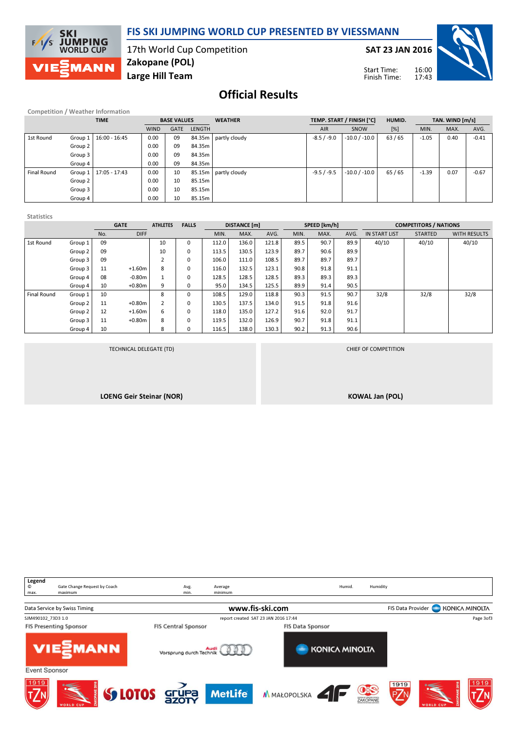# FIS SKI JUMPING WORLD CUP PRESENTED BY VIESSMANN

17th World Cup Competition
**Zakopane (POL)**
**Large Hill Team**

**SAT 23 JAN 2016**

Start Time: 16:00
Finish Time: 17:43

## Official Results

### Competition / Weather Information

| | | TIME | BASE VALUES | | | WEATHER | TEMP. START / FINISH [°C] | | HUMID. | TAN. WIND [m/s] | | |
|---|---|---|---|---|---|---|---|---|---|---|---|---|
| | | | WIND | GATE | LENGTH | | AIR | SNOW | [%] | MIN. | MAX. | AVG. |
| 1st Round | Group 1 | 16:00 - 16:45 | 0.00 | 09 | 84.35m | partly cloudy | -8.5 / -9.0 | -10.0 / -10.0 | 63 / 65 | -1.05 | 0.40 | -0.41 |
| | Group 2 | | 0.00 | 09 | 84.35m | | | | | | | |
| | Group 3 | | 0.00 | 09 | 84.35m | | | | | | | |
| | Group 4 | | 0.00 | 09 | 84.35m | | | | | | | |
| Final Round | Group 1 | 17:05 - 17:43 | 0.00 | 10 | 85.15m | partly cloudy | -9.5 / -9.5 | -10.0 / -10.0 | 65 / 65 | -1.39 | 0.07 | -0.67 |
| | Group 2 | | 0.00 | 10 | 85.15m | | | | | | | |
| | Group 3 | | 0.00 | 10 | 85.15m | | | | | | | |
| | Group 4 | | 0.00 | 10 | 85.15m | | | | | | | |

### Statistics

| | | GATE | | ATHLETES | FALLS | DISTANCE [m] | | | SPEED [km/h] | | | COMPETITORS / NATIONS | | |
|---|---|---|---|---|---|---|---|---|---|---|---|---|---|---|
| | | No. | DIFF | | | MIN. | MAX. | AVG. | MIN. | MAX. | AVG. | IN START LIST | STARTED | WITH RESULTS |
| 1st Round | Group 1 | 09 | | 10 | 0 | 112.0 | 136.0 | 121.8 | 89.5 | 90.7 | 89.9 | 40/10 | 40/10 | 40/10 |
| | Group 2 | 09 | | 10 | 0 | 113.5 | 130.5 | 123.9 | 89.7 | 90.6 | 89.9 | | | |
| | Group 3 | 09 | | 2 | 0 | 106.0 | 111.0 | 108.5 | 89.7 | 89.7 | 89.7 | | | |
| | Group 3 | 11 | +1.60m | 8 | 0 | 116.0 | 132.5 | 123.1 | 90.8 | 91.8 | 91.1 | | | |
| | Group 4 | 08 | -0.80m | 1 | 0 | 128.5 | 128.5 | 128.5 | 89.3 | 89.3 | 89.3 | | | |
| | Group 4 | 10 | +0.80m | 9 | 0 | 95.0 | 134.5 | 125.5 | 89.9 | 91.4 | 90.5 | | | |
| Final Round | Group 1 | 10 | | 8 | 0 | 108.5 | 129.0 | 118.8 | 90.3 | 91.5 | 90.7 | 32/8 | 32/8 | 32/8 |
| | Group 2 | 11 | +0.80m | 2 | 0 | 130.5 | 137.5 | 134.0 | 91.5 | 91.8 | 91.6 | | | |
| | Group 2 | 12 | +1.60m | 6 | 0 | 118.0 | 135.0 | 127.2 | 91.6 | 92.0 | 91.7 | | | |
| | Group 3 | 11 | +0.80m | 8 | 0 | 119.5 | 132.0 | 126.9 | 90.7 | 91.8 | 91.1 | | | |
| | Group 4 | 10 | | 8 | 0 | 116.5 | 138.0 | 130.3 | 90.2 | 91.3 | 90.6 | | | |

TECHNICAL DELEGATE (TD)

**LOENG Geir Steinar (NOR)**

CHIEF OF COMPETITION

**KOWAL Jan (POL)**

**Legend**

| | | | | | |
|---|---|---|---|---|---|
| © | Gate Change Request by Coach | Avg. | Average | Humid. | Humidity |
| max. | maximum | min. | minimum | | |

Data Service by Swiss Timing — www.fis-ski.com — FIS Data Provider KONICA MINOLTA

SJM490102_73D3 1.0 — report created SAT 23 JAN 2016 17:44

FIS Presenting Sponsor: VIESSMANN — FIS Central Sponsor: Audi Vorsprung durch Technik — FIS Data Sponsor: KONICA MINOLTA

Event Sponsor